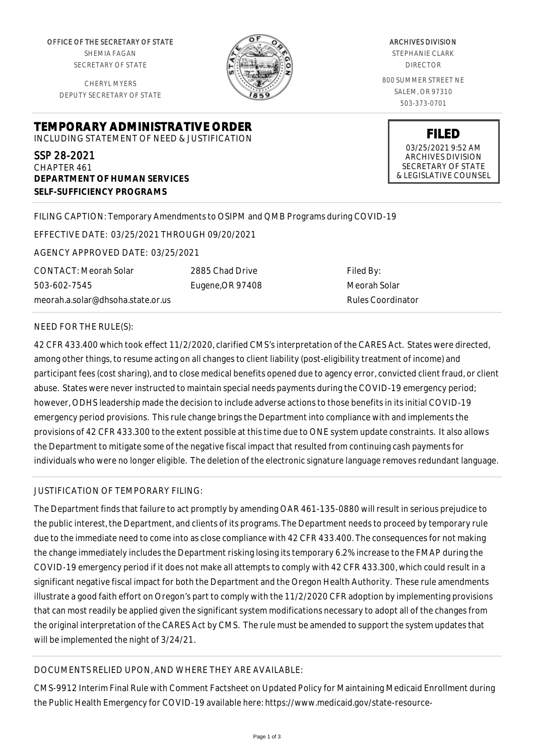OFFICE OF THE SECRETARY OF STATE
SHEMIA FAGAN
SECRETARY OF STATE

CHERYL MYERS
DEPUTY SECRETARY OF STATE

ARCHIVES DIVISION
STEPHANIE CLARK
DIRECTOR

800 SUMMER STREET NE
SALEM, OR 97310
503-373-0701

# TEMPORARY ADMINISTRATIVE ORDER

INCLUDING STATEMENT OF NEED & JUSTIFICATION

**FILED**
03/25/2021 9:52 AM
ARCHIVES DIVISION
SECRETARY OF STATE
& LEGISLATIVE COUNSEL

SSP 28-2021
CHAPTER 461
**DEPARTMENT OF HUMAN SERVICES**
**SELF-SUFFICIENCY PROGRAMS**

FILING CAPTION: Temporary Amendments to OSIPM and QMB Programs during COVID-19

EFFECTIVE DATE: 03/25/2021 THROUGH 09/20/2021

AGENCY APPROVED DATE: 03/25/2021

CONTACT: Meorah Solar
503-602-7545
meorah.a.solar@dhsoha.state.or.us

2885 Chad Drive
Eugene,OR 97408

Filed By:
Meorah Solar
Rules Coordinator

NEED FOR THE RULE(S):

42 CFR 433.400 which took effect 11/2/2020, clarified CMS's interpretation of the CARES Act. States were directed, among other things, to resume acting on all changes to client liability (post-eligibility treatment of income) and participant fees (cost sharing), and to close medical benefits opened due to agency error, convicted client fraud, or client abuse. States were never instructed to maintain special needs payments during the COVID-19 emergency period; however, ODHS leadership made the decision to include adverse actions to those benefits in its initial COVID-19 emergency period provisions. This rule change brings the Department into compliance with and implements the provisions of 42 CFR 433.300 to the extent possible at this time due to ONE system update constraints. It also allows the Department to mitigate some of the negative fiscal impact that resulted from continuing cash payments for individuals who were no longer eligible. The deletion of the electronic signature language removes redundant language.

JUSTIFICATION OF TEMPORARY FILING:

The Department finds that failure to act promptly by amending OAR 461-135-0880 will result in serious prejudice to the public interest, the Department, and clients of its programs. The Department needs to proceed by temporary rule due to the immediate need to come into as close compliance with 42 CFR 433.400. The consequences for not making the change immediately includes the Department risking losing its temporary 6.2% increase to the FMAP during the COVID-19 emergency period if it does not make all attempts to comply with 42 CFR 433.300, which could result in a significant negative fiscal impact for both the Department and the Oregon Health Authority. These rule amendments illustrate a good faith effort on Oregon's part to comply with the 11/2/2020 CFR adoption by implementing provisions that can most readily be applied given the significant system modifications necessary to adopt all of the changes from the original interpretation of the CARES Act by CMS. The rule must be amended to support the system updates that will be implemented the night of 3/24/21.

DOCUMENTS RELIED UPON, AND WHERE THEY ARE AVAILABLE:

CMS-9912 Interim Final Rule with Comment Factsheet on Updated Policy for Maintaining Medicaid Enrollment during the Public Health Emergency for COVID-19 available here: https://www.medicaid.gov/state-resource-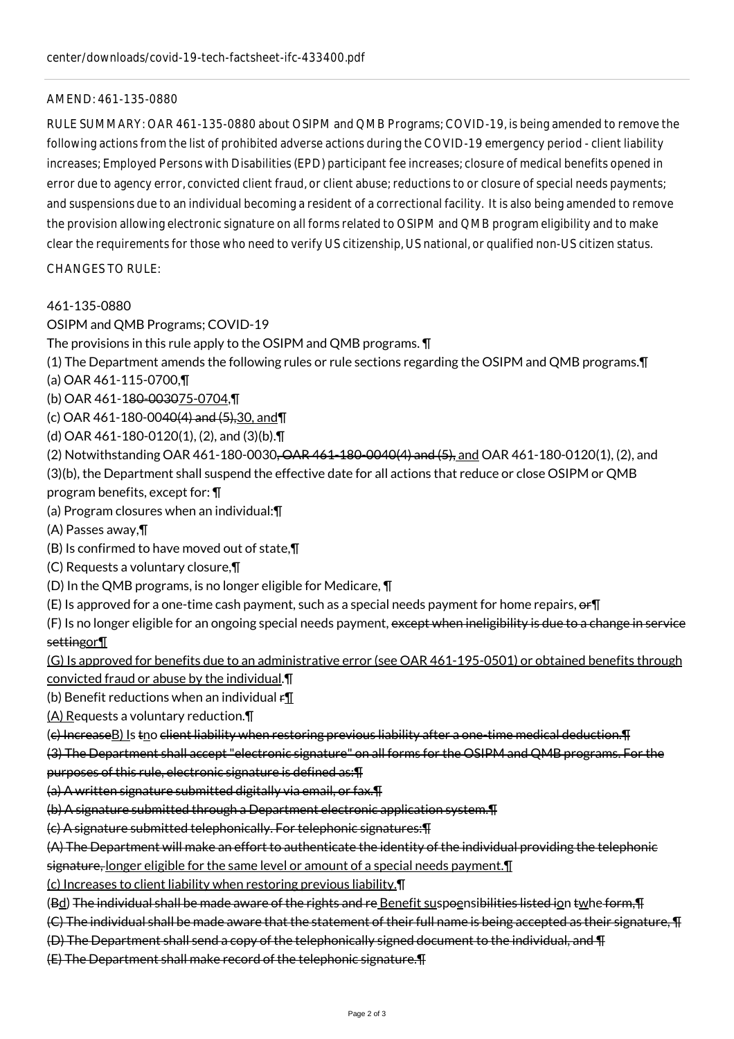center/downloads/covid-19-tech-factsheet-ifc-433400.pdf

AMEND: 461-135-0880

RULE SUMMARY: OAR 461-135-0880 about OSIPM and QMB Programs; COVID-19, is being amended to remove the following actions from the list of prohibited adverse actions during the COVID-19 emergency period - client liability increases; Employed Persons with Disabilities (EPD) participant fee increases; closure of medical benefits opened in error due to agency error, convicted client fraud, or client abuse; reductions to or closure of special needs payments; and suspensions due to an individual becoming a resident of a correctional facility. It is also being amended to remove the provision allowing electronic signature on all forms related to OSIPM and QMB program eligibility and to make clear the requirements for those who need to verify US citizenship, US national, or qualified non-US citizen status.

CHANGES TO RULE:

461-135-0880

OSIPM and QMB Programs; COVID-19

The provisions in this rule apply to the OSIPM and QMB programs. ¶

(1) The Department amends the following rules or rule sections regarding the OSIPM and QMB programs.¶

(a) OAR 461-115-0700,¶

(b) OAR 461-1~~80-0030~~75-0704,¶

(c) OAR 461-180-00~~40(4) and (5),~~30, and¶

(d) OAR 461-180-0120(1), (2), and (3)(b).¶

(2) Notwithstanding OAR 461-180-0030~~, OAR 461-180-0040(4) and (5),~~ and OAR 461-180-0120(1), (2), and (3)(b), the Department shall suspend the effective date for all actions that reduce or close OSIPM or QMB program benefits, except for: ¶

(a) Program closures when an individual:¶

(A) Passes away,¶

(B) Is confirmed to have moved out of state,¶

(C) Requests a voluntary closure,¶

(D) In the QMB programs, is no longer eligible for Medicare, ¶

(E) Is approved for a one-time cash payment, such as a special needs payment for home repairs, ~~or~~¶

(F) Is no longer eligible for an ongoing special needs payment, ~~except when ineligibility is due to a change in service setting~~or¶

(G) Is approved for benefits due to an administrative error (see OAR 461-195-0501) or obtained benefits through convicted fraud or abuse by the individual.¶

(b) Benefit reductions when an individual ~~r~~¶

(A) Requests a voluntary reduction.¶

(~~c) Increase~~B) Is ~~t~~no ~~client liability when restoring previous liability after a one-time medical deduction.¶~~

~~(3) The Department shall accept "electronic signature" on all forms for the OSIPM and QMB programs. For the purposes of this rule, electronic signature is defined as:¶~~

~~(a) A written signature submitted digitally via email, or fax.¶~~

~~(b) A signature submitted through a Department electronic application system.¶~~

~~(c) A signature submitted telephonically. For telephonic signatures:¶~~

~~(A) The Department will make an effort to authenticate the identity of the individual providing the telephonic signature,~~ longer eligible for the same level or amount of a special needs payment.¶

(c) Increases to client liability when restoring previous liability.¶

(~~B~~d) ~~The individual shall be made aware of the rights and re~~ Benefit su~~s~~sp~~o~~ensi~~bilities listed i~~on ~~t~~whe ~~form,¶~~

~~(C) The individual shall be made aware that the statement of their full name is being accepted as their signature, ¶~~

~~(D) The Department shall send a copy of the telephonically signed document to the individual, and ¶~~

~~(E) The Department shall make record of the telephonic signature.¶~~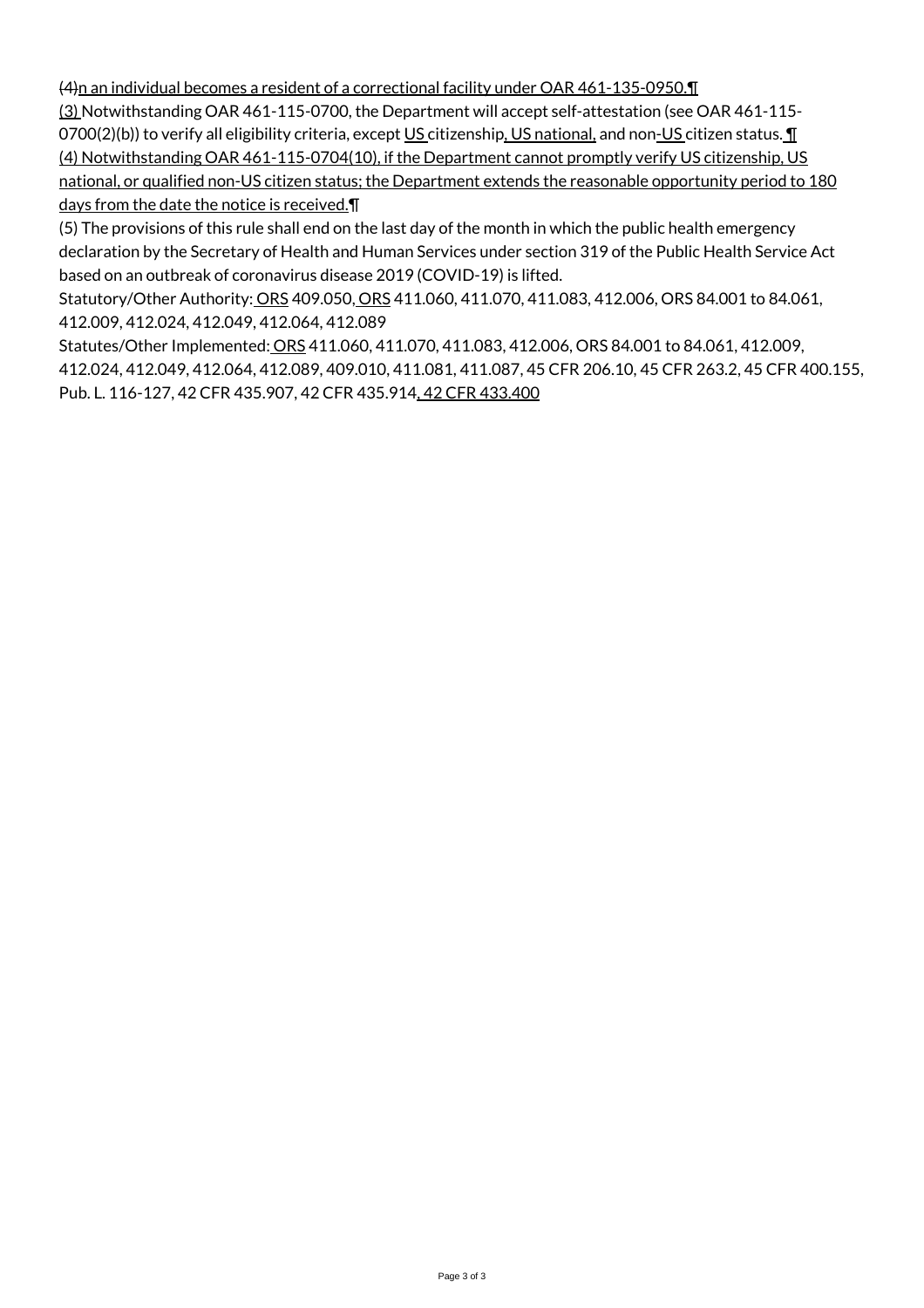(4)n an individual becomes a resident of a correctional facility under OAR 461-135-0950.¶

(3) Notwithstanding OAR 461-115-0700, the Department will accept self-attestation (see OAR 461-115-0700(2)(b)) to verify all eligibility criteria, except US citizenship, US national, and non-US citizen status. ¶

(4) Notwithstanding OAR 461-115-0704(10), if the Department cannot promptly verify US citizenship, US national, or qualified non-US citizen status; the Department extends the reasonable opportunity period to 180 days from the date the notice is received.¶

(5) The provisions of this rule shall end on the last day of the month in which the public health emergency declaration by the Secretary of Health and Human Services under section 319 of the Public Health Service Act based on an outbreak of coronavirus disease 2019 (COVID-19) is lifted.

Statutory/Other Authority: ORS 409.050, ORS 411.060, 411.070, 411.083, 412.006, ORS 84.001 to 84.061, 412.009, 412.024, 412.049, 412.064, 412.089

Statutes/Other Implemented: ORS 411.060, 411.070, 411.083, 412.006, ORS 84.001 to 84.061, 412.009, 412.024, 412.049, 412.064, 412.089, 409.010, 411.081, 411.087, 45 CFR 206.10, 45 CFR 263.2, 45 CFR 400.155, Pub. L. 116-127, 42 CFR 435.907, 42 CFR 435.914, 42 CFR 433.400